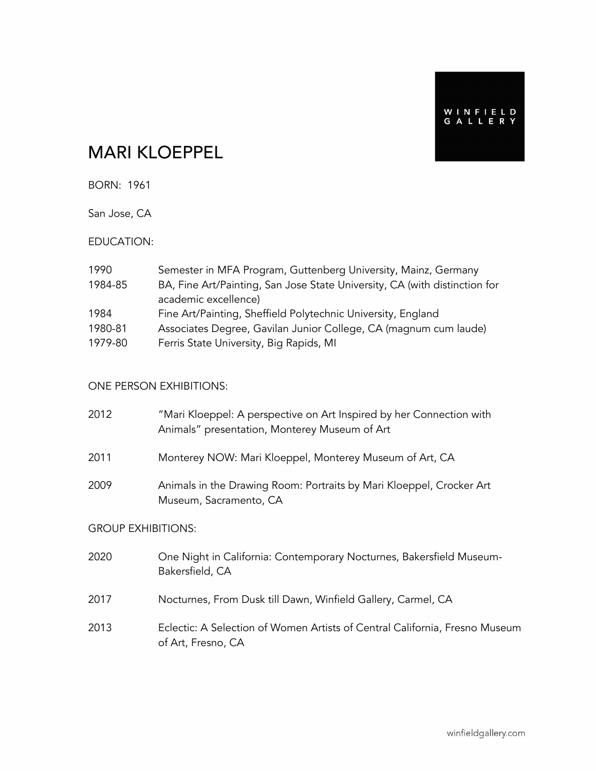WINFIELD GALLERY

# MARI KLOEPPEL

BORN: 1961

San Jose, CA

## EDUCATION:

| | |
|---|---|
| 1990 | Semester in MFA Program, Guttenberg University, Mainz, Germany |
| 1984-85 | BA, Fine Art/Painting, San Jose State University, CA (with distinction for academic excellence) |
| 1984 | Fine Art/Painting, Sheffield Polytechnic University, England |
| 1980-81 | Associates Degree, Gavilan Junior College, CA (magnum cum laude) |
| 1979-80 | Ferris State University, Big Rapids, MI |

## ONE PERSON EXHIBITIONS:

| | |
|---|---|
| 2012 | "Mari Kloeppel: A perspective on Art Inspired by her Connection with Animals" presentation, Monterey Museum of Art |
| 2011 | Monterey NOW: Mari Kloeppel, Monterey Museum of Art, CA |
| 2009 | Animals in the Drawing Room: Portraits by Mari Kloeppel, Crocker Art Museum, Sacramento, CA |

## GROUP EXHIBITIONS:

| | |
|---|---|
| 2020 | One Night in California: Contemporary Nocturnes, Bakersfield Museum-Bakersfield, CA |
| 2017 | Nocturnes, From Dusk till Dawn, Winfield Gallery, Carmel, CA |
| 2013 | Eclectic: A Selection of Women Artists of Central California, Fresno Museum of Art, Fresno, CA |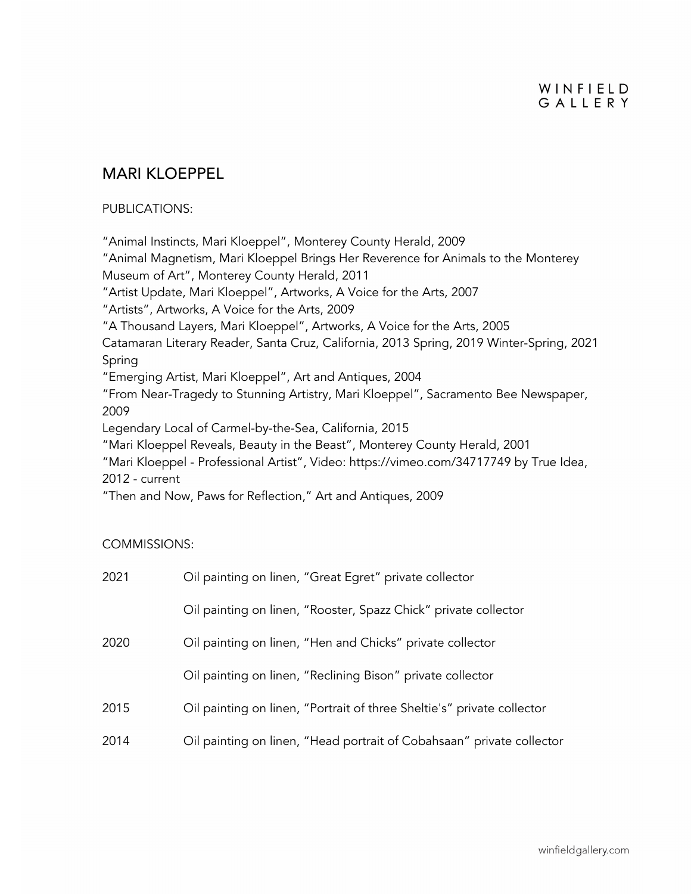# MARI KLOEPPEL

PUBLICATIONS:

"Animal Instincts, Mari Kloeppel", Monterey County Herald, 2009
"Animal Magnetism, Mari Kloeppel Brings Her Reverence for Animals to the Monterey Museum of Art", Monterey County Herald, 2011
"Artist Update, Mari Kloeppel", Artworks, A Voice for the Arts, 2007
"Artists", Artworks, A Voice for the Arts, 2009
"A Thousand Layers, Mari Kloeppel", Artworks, A Voice for the Arts, 2005
Catamaran Literary Reader, Santa Cruz, California, 2013 Spring, 2019 Winter-Spring, 2021 Spring
"Emerging Artist, Mari Kloeppel", Art and Antiques, 2004
"From Near-Tragedy to Stunning Artistry, Mari Kloeppel", Sacramento Bee Newspaper, 2009
Legendary Local of Carmel-by-the-Sea, California, 2015
"Mari Kloeppel Reveals, Beauty in the Beast", Monterey County Herald, 2001
"Mari Kloeppel - Professional Artist", Video: https://vimeo.com/34717749 by True Idea, 2012 - current
"Then and Now, Paws for Reflection," Art and Antiques, 2009

COMMISSIONS:

| | |
|---|---|
| 2021 | Oil painting on linen, "Great Egret" private collector |
| | Oil painting on linen, "Rooster, Spazz Chick" private collector |
| 2020 | Oil painting on linen, "Hen and Chicks" private collector |
| | Oil painting on linen, "Reclining Bison" private collector |
| 2015 | Oil painting on linen, "Portrait of three Sheltie's" private collector |
| 2014 | Oil painting on linen, "Head portrait of Cobahsaan" private collector |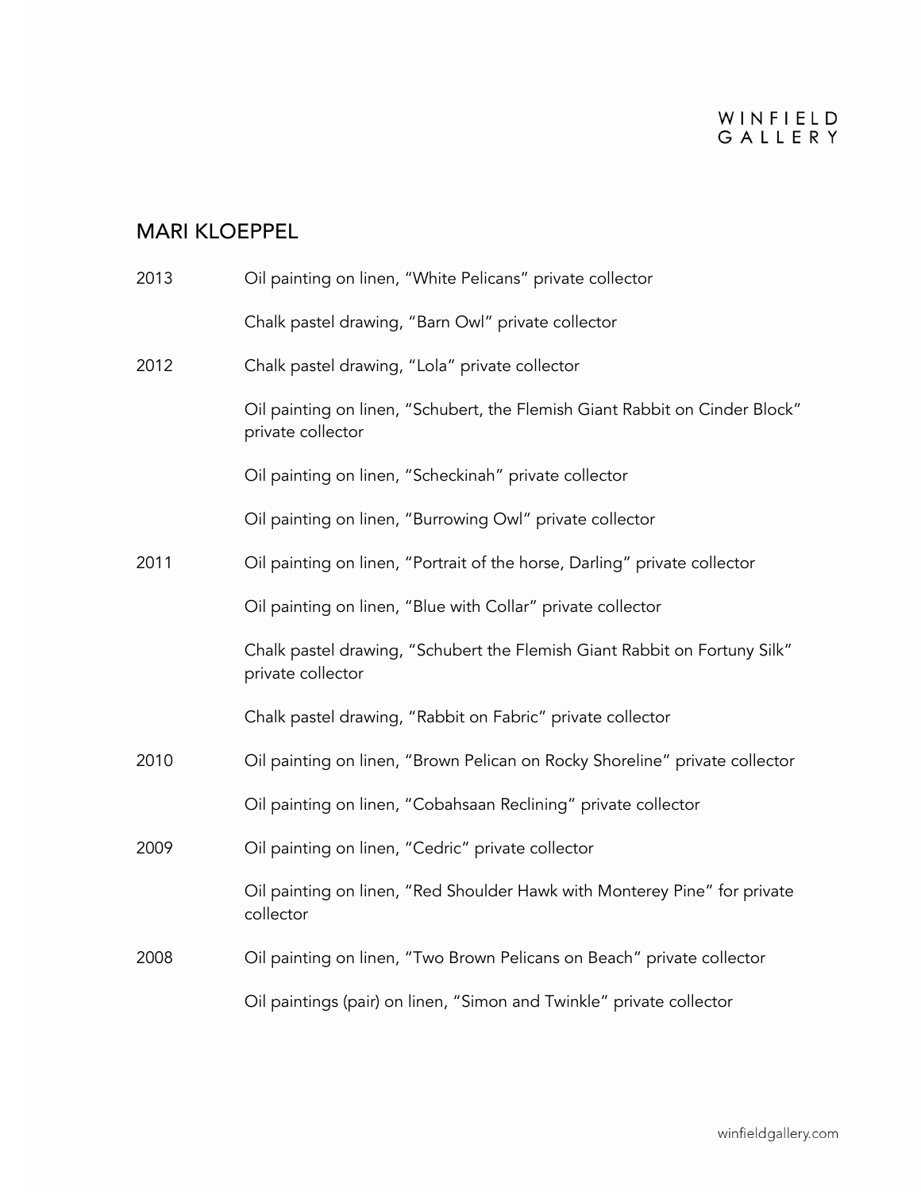## MARI KLOEPPEL

| | |
|---|---|
| 2013 | Oil painting on linen, “White Pelicans” private collector |
| | Chalk pastel drawing, “Barn Owl” private collector |
| 2012 | Chalk pastel drawing, “Lola” private collector |
| | Oil painting on linen, “Schubert, the Flemish Giant Rabbit on Cinder Block” private collector |
| | Oil painting on linen, “Scheckinah” private collector |
| | Oil painting on linen, “Burrowing Owl” private collector |
| 2011 | Oil painting on linen, “Portrait of the horse, Darling” private collector |
| | Oil painting on linen, “Blue with Collar” private collector |
| | Chalk pastel drawing, “Schubert the Flemish Giant Rabbit on Fortuny Silk” private collector |
| | Chalk pastel drawing, “Rabbit on Fabric” private collector |
| 2010 | Oil painting on linen, “Brown Pelican on Rocky Shoreline” private collector |
| | Oil painting on linen, “Cobahsaan Reclining” private collector |
| 2009 | Oil painting on linen, “Cedric” private collector |
| | Oil painting on linen, “Red Shoulder Hawk with Monterey Pine” for private collector |
| 2008 | Oil painting on linen, “Two Brown Pelicans on Beach” private collector |
| | Oil paintings (pair) on linen, “Simon and Twinkle” private collector |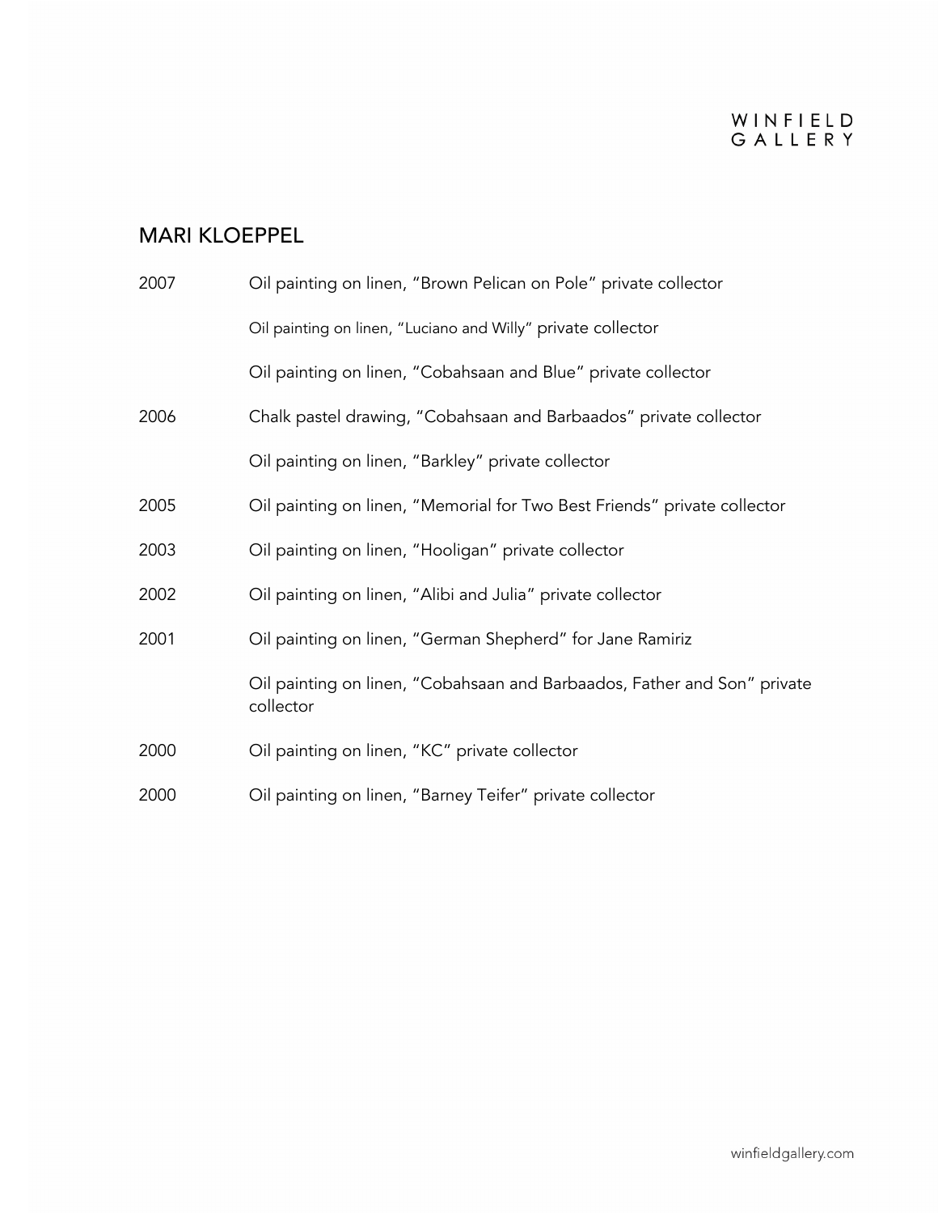# MARI KLOEPPEL

| | |
|---|---|
| 2007 | Oil painting on linen, "Brown Pelican on Pole" private collector |
| | Oil painting on linen, "Luciano and Willy" private collector |
| | Oil painting on linen, "Cobahsaan and Blue" private collector |
| 2006 | Chalk pastel drawing, "Cobahsaan and Barbaados" private collector |
| | Oil painting on linen, "Barkley" private collector |
| 2005 | Oil painting on linen, "Memorial for Two Best Friends" private collector |
| 2003 | Oil painting on linen, "Hooligan" private collector |
| 2002 | Oil painting on linen, "Alibi and Julia" private collector |
| 2001 | Oil painting on linen, "German Shepherd" for Jane Ramiriz |
| | Oil painting on linen, "Cobahsaan and Barbaados, Father and Son" private collector |
| 2000 | Oil painting on linen, "KC" private collector |
| 2000 | Oil painting on linen, "Barney Teifer" private collector |